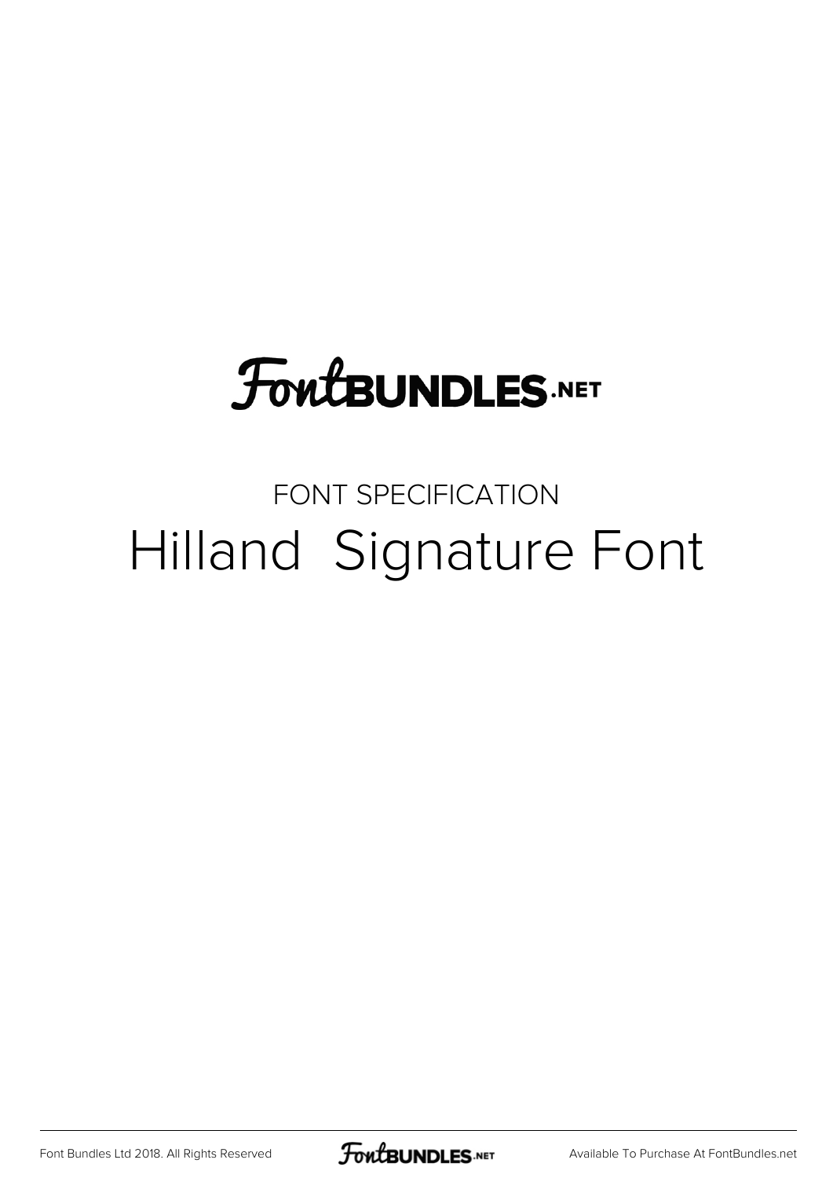FontBUNDLES.NET

FONT SPECIFICATION

# Hilland  Signature Font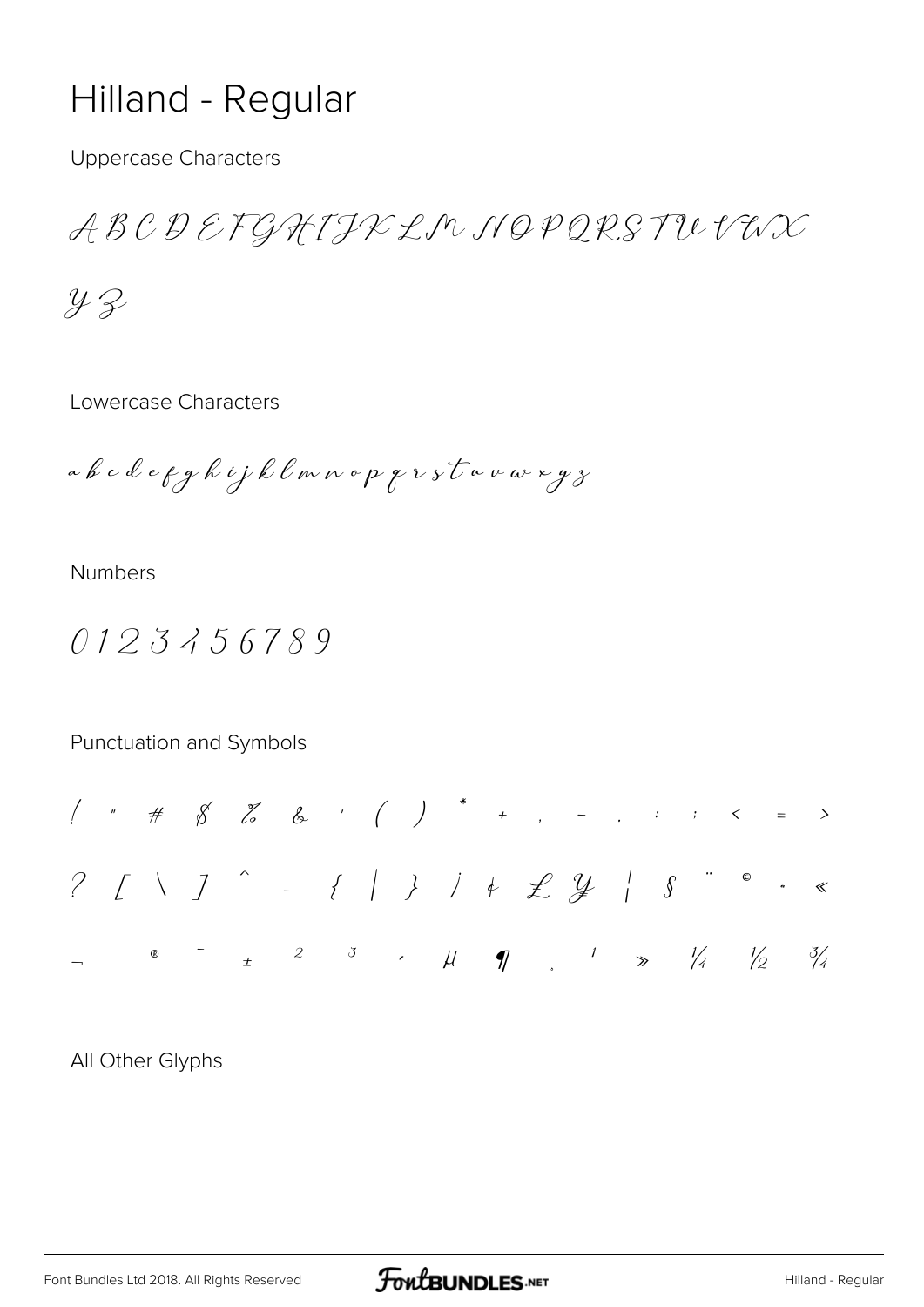# Hilland - Regular

Uppercase Characters

A B C D E F G H I J K L M N O P Q R S T U V W X

Y Z

Lowercase Characters

a b c d e f g h i j k l m n o p q r s t u v w x y z

Numbers

0 1 2 3 4 5 6 7 8 9

Punctuation and Symbols

! " # $ % & ' ( ) * + , - . : ; < = >

? [ \ ] ^ _ { | } ¡ ¢ £ ¥ ¦ § ¨ © ª «

¬ ® ¯ ± ² ³ ´ µ ¶ ¸ ¹ » ¼ ½ ¾

All Other Glyphs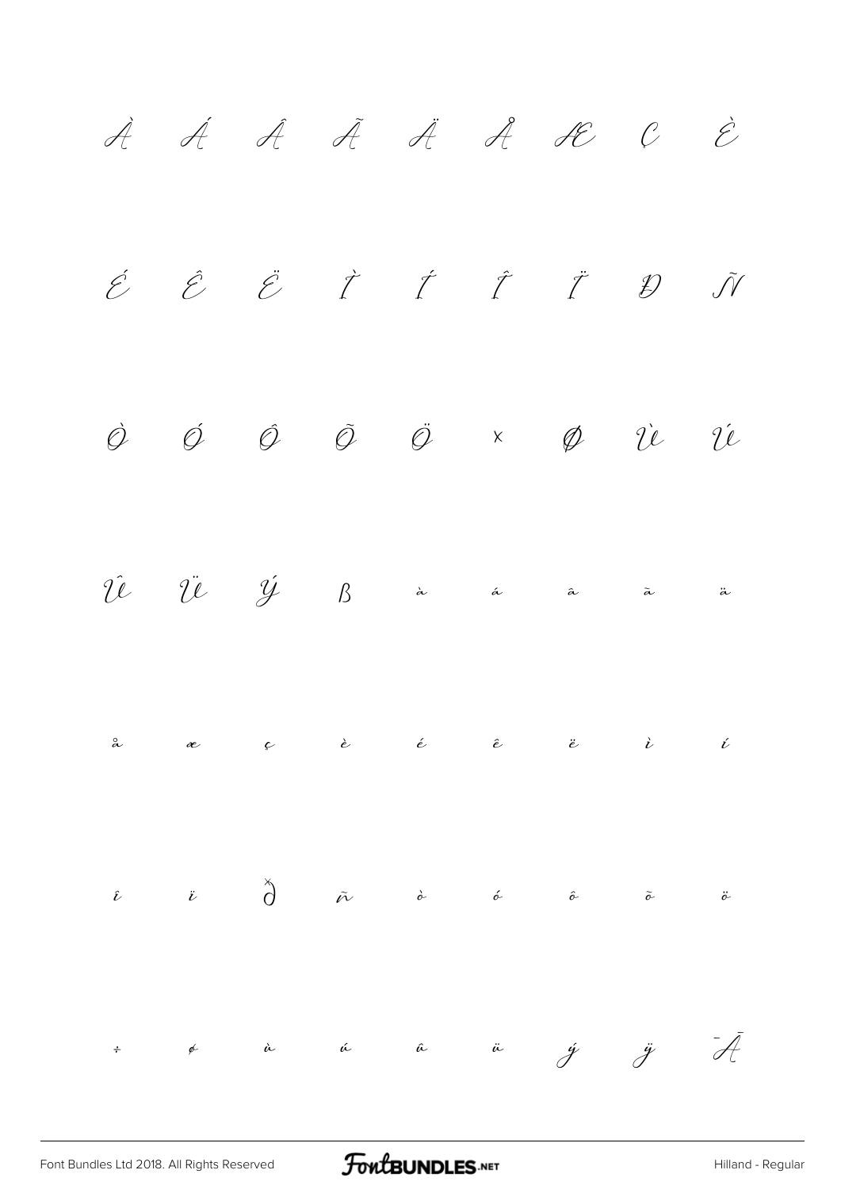À Á Â Ã Ä Å Æ Ç È

É Ê Ë Ì Í Î Ï Đ Ñ

Ò Ó Ô Õ Ö × Ø Ù Ú

Û Ü Ý ß à á â ã ä

å æ ç è é ê ë ì í

î ï ð ñ ò ó ô õ ö

÷ ø ù ú û ü ý ÿ Ā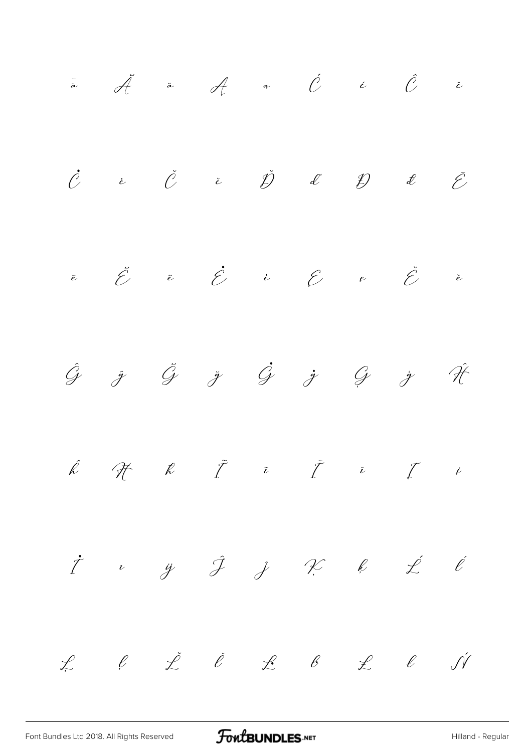ā Ă ă Ą ą Ć ć Ĉ ĉ

Ċ ċ Č č Ď ď Đ đ Ē

ē Ĕ ĕ Ė ė Ę ę Ě ě

Ĝ ĝ Ğ ğ Ġ ġ Ģ ģ Ĥ

ĥ Ħ ħ Ĩ ĩ Ī ī Į į

İ ı ĳ Ĵ ĵ Ķ ķ Ĺ ĺ

Ļ ļ Ľ ľ Ŀ ŀ Ł ł Ń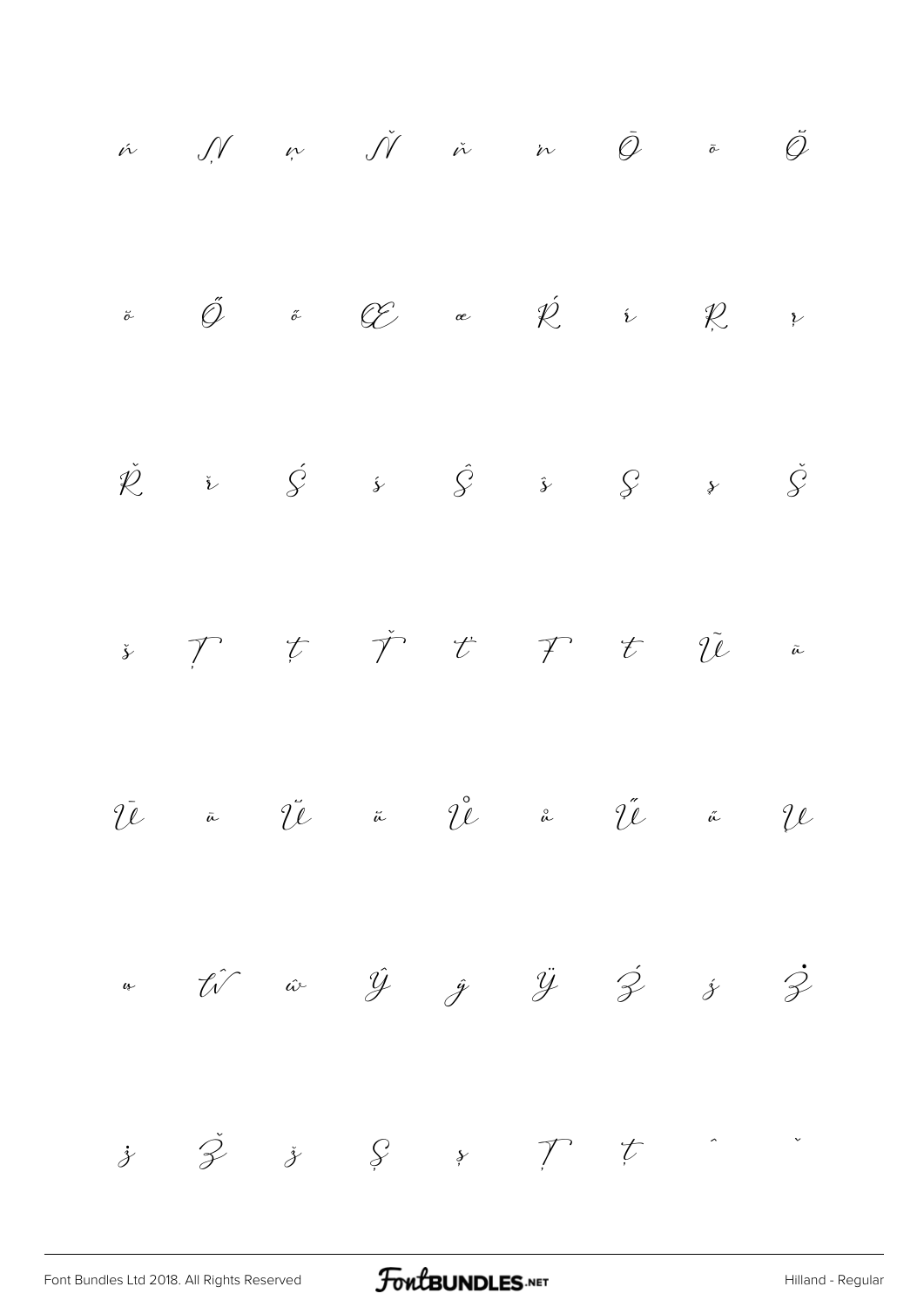ń Ņ ņ Ň ň ŉ Ō ō Ŏ

ŏ Ő ő Œ œ Ŕ ŕ Ŗ ŗ

Ř ř Ś ś Ŝ ŝ Ş ş Š

š Ţ ţ Ť ť Ŧ ŧ Ũ ũ

Ū ū Ŭ ŭ Ů ů Ű ű Ų

ų Ŵ ŵ Ŷ ŷ Ÿ Ź ź Ż

ż Ž ž Ș ș Ț ț ˆ ˇ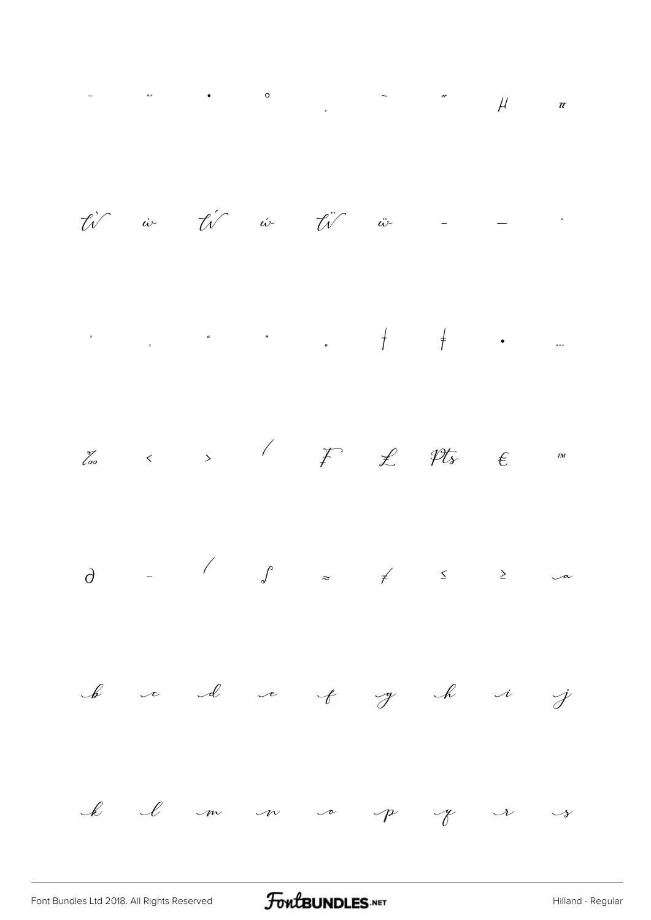| | | | | | | | | |
|---|---|---|---|---|---|---|---|---|
| ¯ | ˘ | ˙ | ˚ | ˛ | ˜ | ˝ | µ | π |
| Ẁ | ẁ | Ẃ | ẃ | Ẅ | ẅ | – | — | ‘ |
| ’ | ‚ | “ | ” | „ | † | ‡ | • | … |
| ‰ | ‹ | › | ⁄ | ₣ | ₤ | ₧ | € | ™ |
| ∂ | − | ∕ | ∫ | ≈ | ≠ | ≤ | ≥ | a |
| b | c | d | e | f | g | h | i | j |
| k | l | m | n | o | p | q | r | s |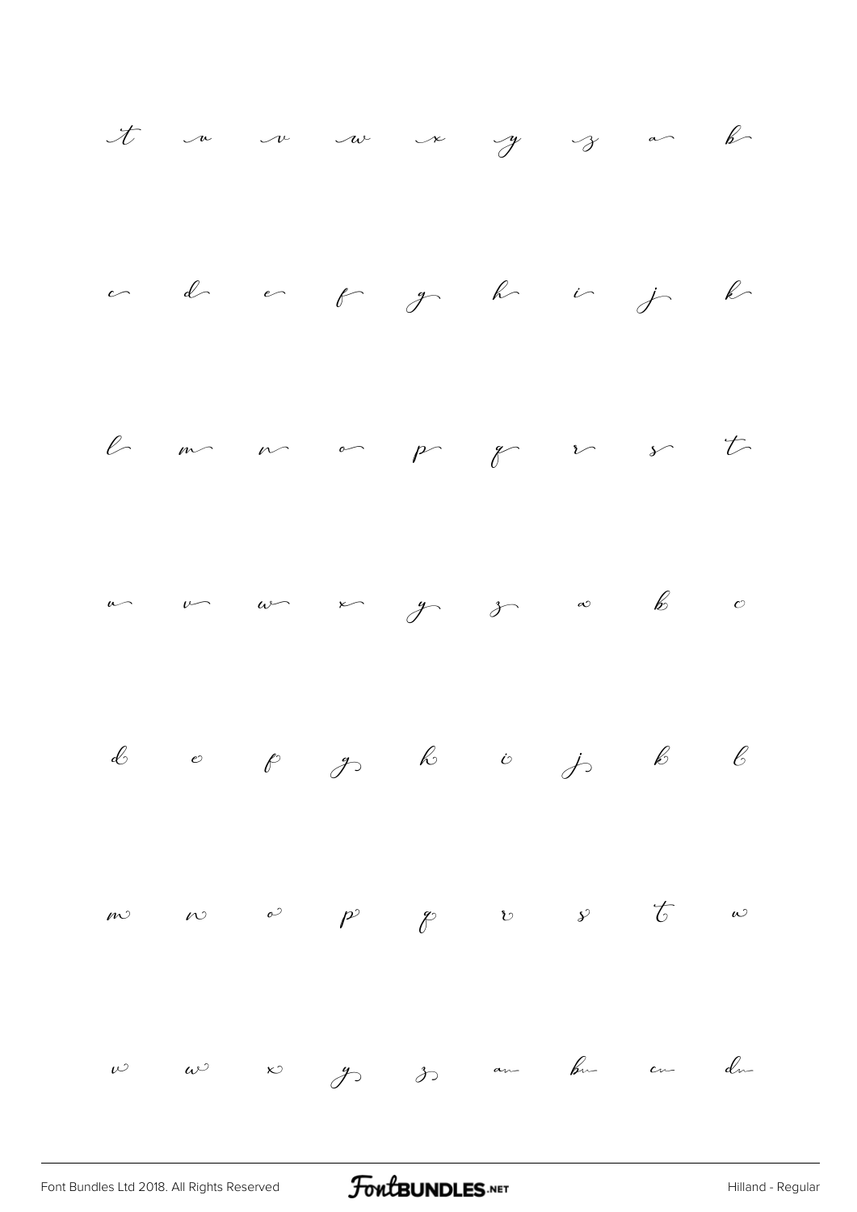t u v w x y z a b

c d e f g h i j k

l m n o p q r s t

u v w x y z a b c

d e f g h i j k l

m n o p q r s t u

v w x y z an bn cn dn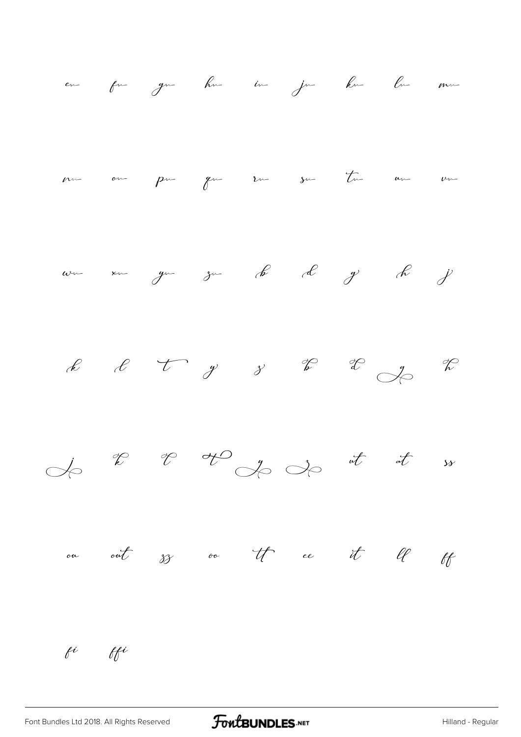en fn gn hn in jn kn ln mn

nn on pn qn rn sn tn un vn

wn xn yn zn b d g h j

k l t y z b d g h

j k l t y z ut at ss

ou out zz oo tt ee it ll ff

fi ffi